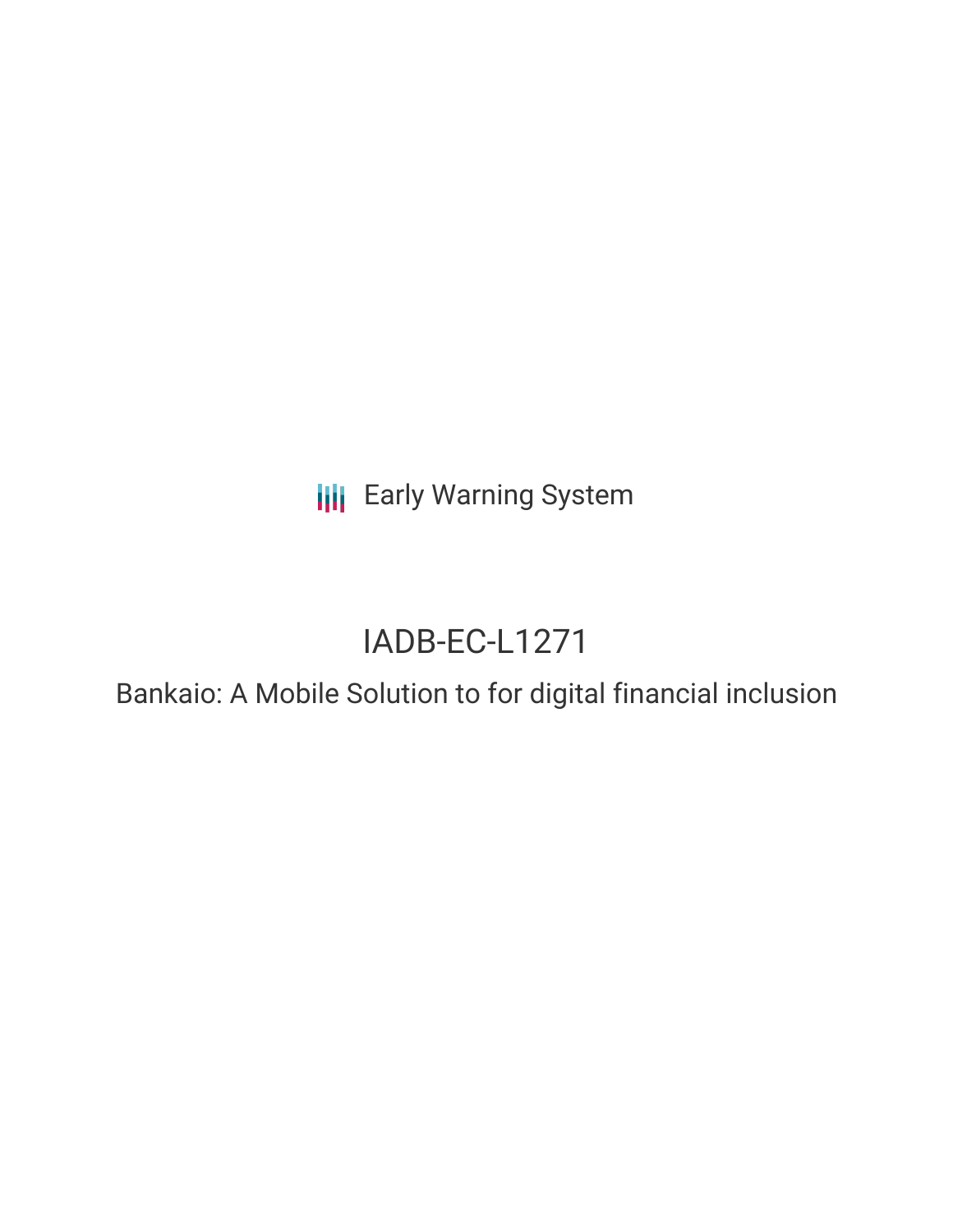Early Warning System

# IADB-EC-L1271

## Bankaio: A Mobile Solution to for digital financial inclusion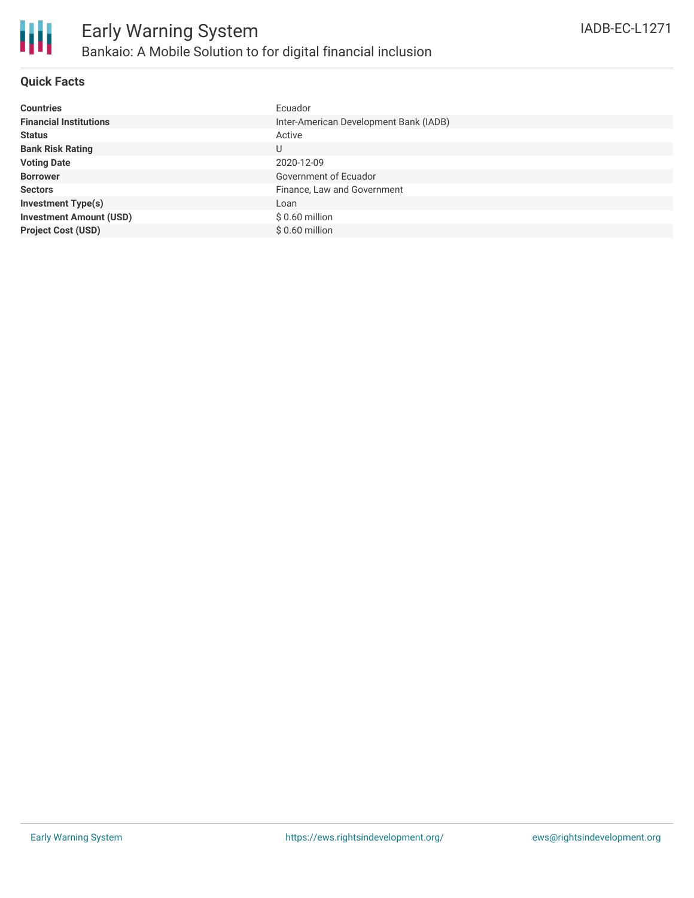# Early Warning System

## Bankaio: A Mobile Solution to for digital financial inclusion

IADB-EC-L1271

### Quick Facts

| | |
|---|---|
| **Countries** | Ecuador |
| **Financial Institutions** | Inter-American Development Bank (IADB) |
| **Status** | Active |
| **Bank Risk Rating** | U |
| **Voting Date** | 2020-12-09 |
| **Borrower** | Government of Ecuador |
| **Sectors** | Finance, Law and Government |
| **Investment Type(s)** | Loan |
| **Investment Amount (USD)** | $ 0.60 million |
| **Project Cost (USD)** | $ 0.60 million |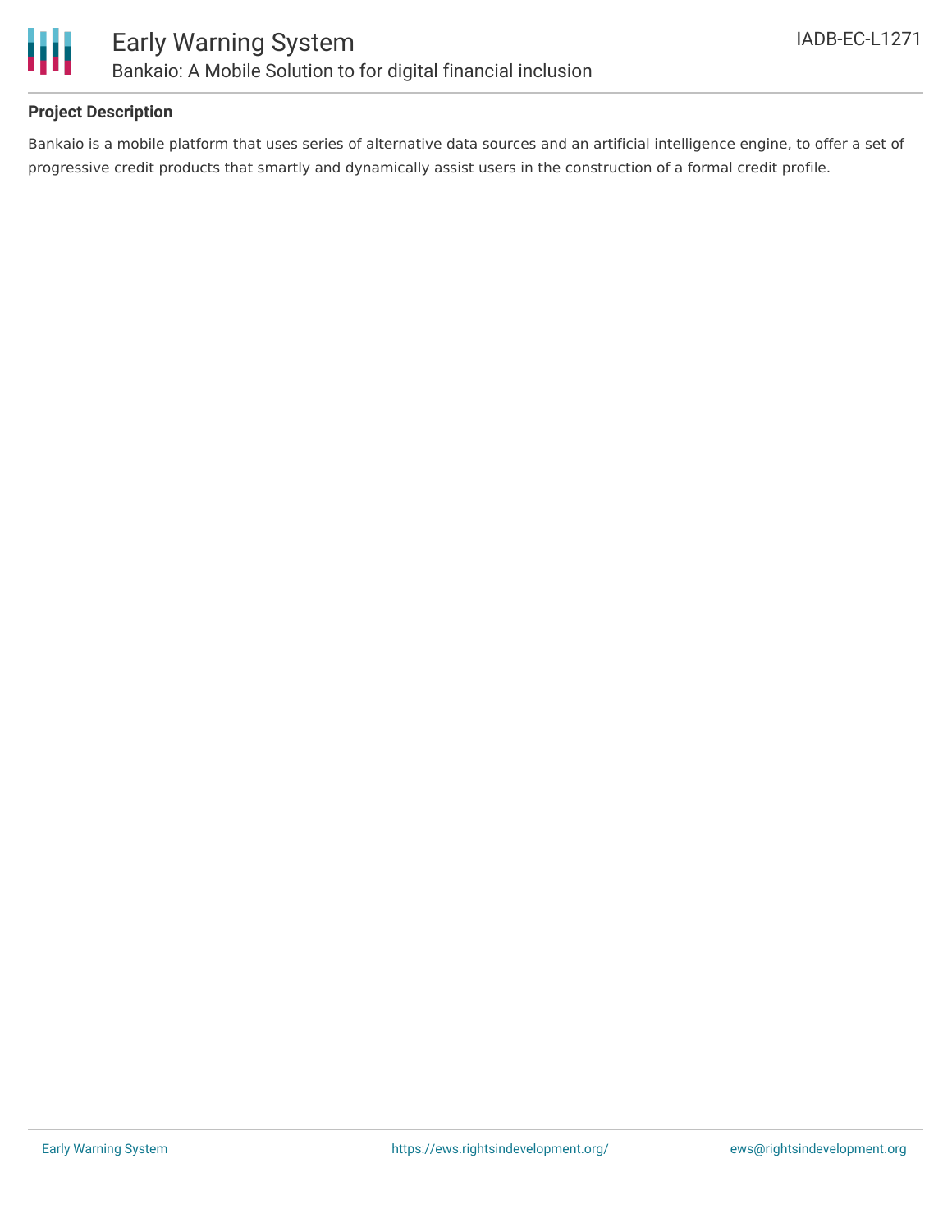## Project Description

Bankaio is a mobile platform that uses series of alternative data sources and an artificial intelligence engine, to offer a set of progressive credit products that smartly and dynamically assist users in the construction of a formal credit profile.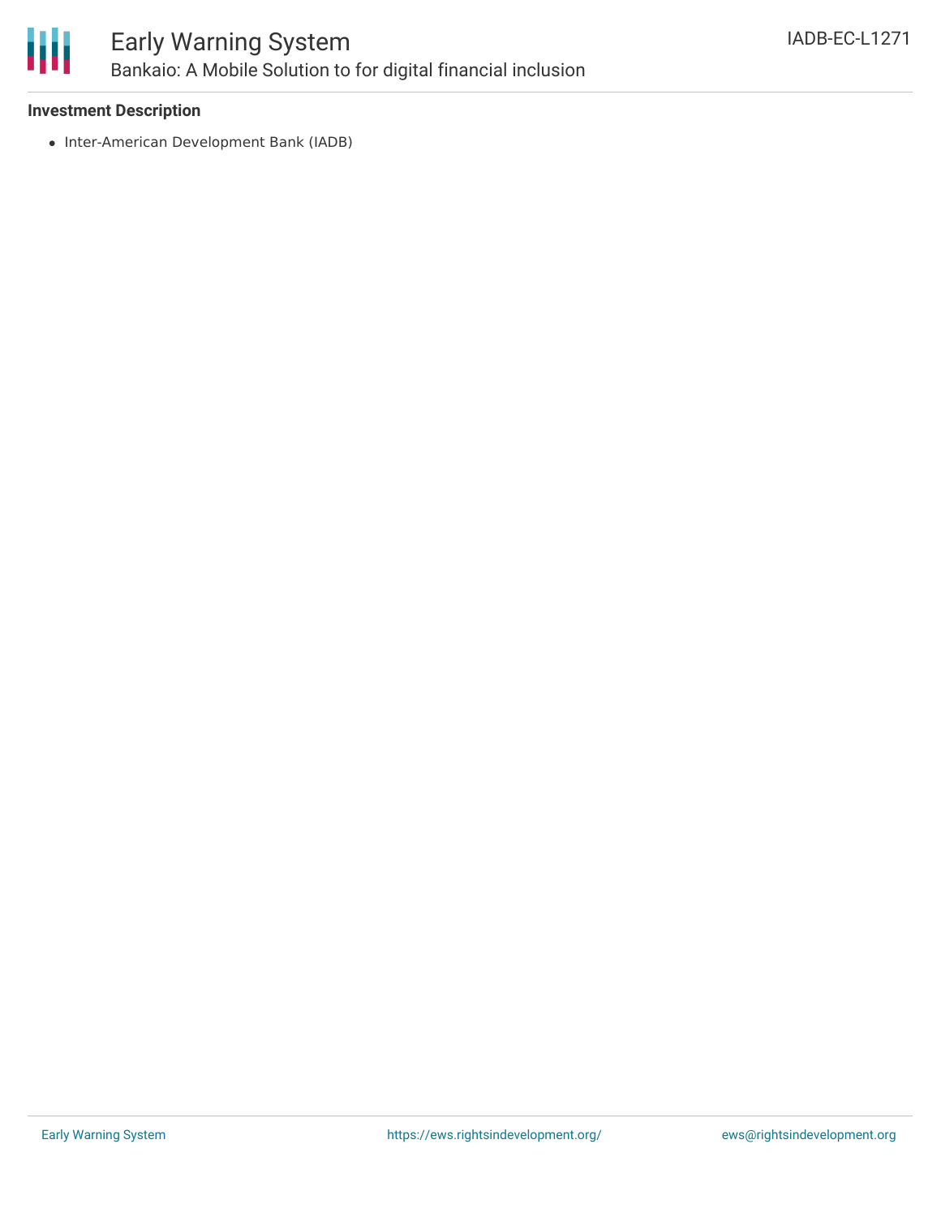**Investment Description**

- Inter-American Development Bank (IADB)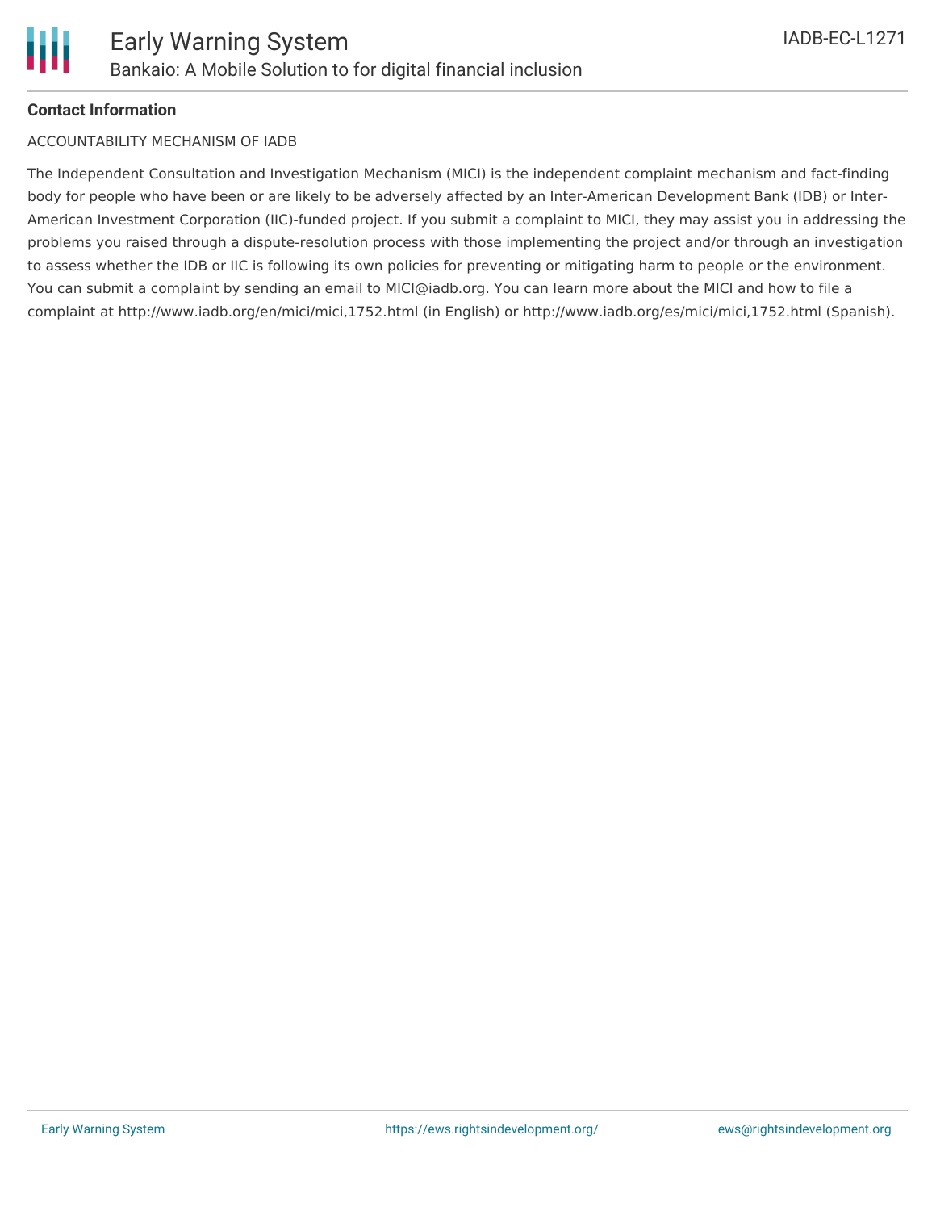**Contact Information**

ACCOUNTABILITY MECHANISM OF IADB

The Independent Consultation and Investigation Mechanism (MICI) is the independent complaint mechanism and fact-finding body for people who have been or are likely to be adversely affected by an Inter-American Development Bank (IDB) or Inter-American Investment Corporation (IIC)-funded project. If you submit a complaint to MICI, they may assist you in addressing the problems you raised through a dispute-resolution process with those implementing the project and/or through an investigation to assess whether the IDB or IIC is following its own policies for preventing or mitigating harm to people or the environment. You can submit a complaint by sending an email to MICI@iadb.org. You can learn more about the MICI and how to file a complaint at http://www.iadb.org/en/mici/mici,1752.html (in English) or http://www.iadb.org/es/mici/mici,1752.html (Spanish).